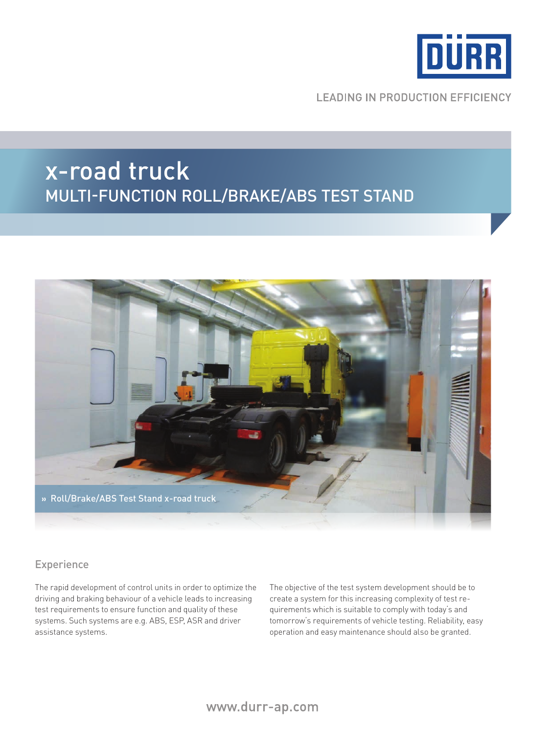DÜRR

LEADING IN PRODUCTION EFFICIENCY

# x-road truck

## MULTI-FUNCTION ROLL/BRAKE/ABS TEST STAND

» Roll/Brake/ABS Test Stand x-road truck

### Experience

The rapid development of control units in order to optimize the driving and braking behaviour of a vehicle leads to increasing test requirements to ensure function and quality of these systems. Such systems are e.g. ABS, ESP, ASR and driver assistance systems.

The objective of the test system development should be to create a system for this increasing complexity of test requirements which is suitable to comply with today's and tomorrow's requirements of vehicle testing. Reliability, easy operation and easy maintenance should also be granted.

www.durr-ap.com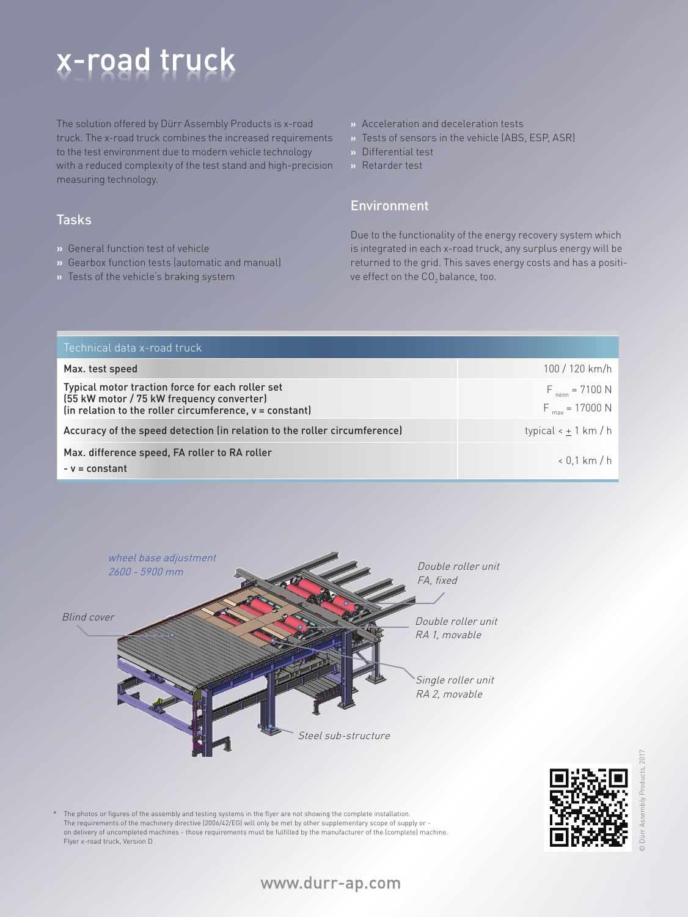# x-road truck

The solution offered by Dürr Assembly Products is x-road truck. The x-road truck combines the increased requirements to the test environment due to modern vehicle technology with a reduced complexity of the test stand and high-precision measuring technology.

## Tasks

- General function test of vehicle
- Gearbox function tests (automatic and manual)
- Tests of the vehicle's braking system
- Acceleration and deceleration tests
- Tests of sensors in the vehicle (ABS, ESP, ASR)
- Differential test
- Retarder test

## Environment

Due to the functionality of the energy recovery system which is integrated in each x-road truck, any surplus energy will be returned to the grid. This saves energy costs and has a positive effect on the $CO_2$ balance, too.

| Technical data x-road truck | |
|---|---|
| **Max. test speed** | 100 / 120 km/h |
| **Typical motor traction force for each roller set (55 kW motor / 75 kW frequency converter) (in relation to the roller circumference, v = constant)** | $F_{nenn}$ = 7100 N<br>$F_{max}$ = 17000 N |
| **Accuracy of the speed detection (in relation to the roller circumference)** | typical < ± 1 km / h |
| **Max. difference speed, FA roller to RA roller - v = constant** | < 0,1 km / h |

*wheel base adjustment 2600 - 5900 mm*

*Double roller unit FA, fixed*

*Blind cover*

*Double roller unit RA 1, movable*

*Single roller unit RA 2, movable*

*Steel sub-structure*

\* The photos or figures of the assembly and testing systems in the flyer are not showing the complete installation.
The requirements of the machinery directive (2006/42/EG) will only be met by other supplementary scope of supply or - on delivery of uncompleted machines - those requirements must be fulfilled by the manufacturer of the (complete) machine.
Flyer x-road truck, Version D

© Dürr Assembly Products, 2017

www.durr-ap.com